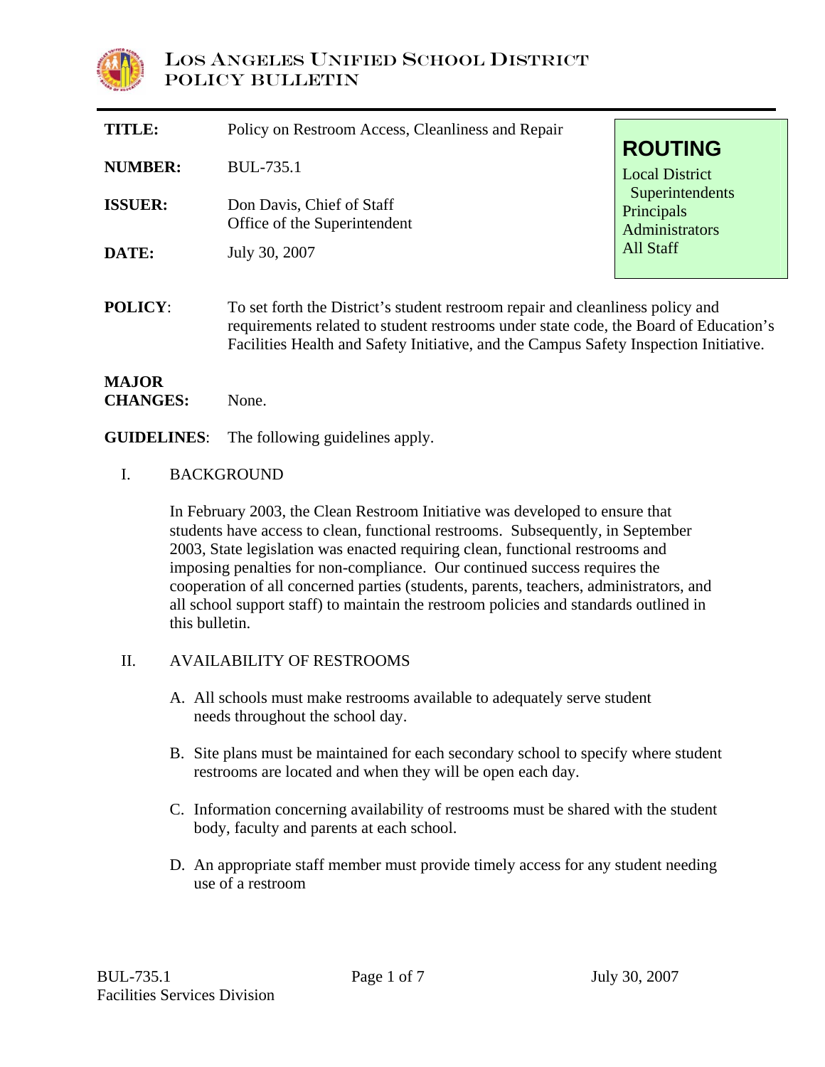# LOS ANGELES UNIFIED SCHOOL DISTRICT
## POLICY BULLETIN

| | |
|---|---|
| **TITLE:** | Policy on Restroom Access, Cleanliness and Repair |
| **NUMBER:** | BUL-735.1 |
| **ISSUER:** | Don Davis, Chief of Staff<br>Office of the Superintendent |
| **DATE:** | July 30, 2007 |

**ROUTING**
Local District Superintendents
Principals
Administrators
All Staff

**POLICY**: To set forth the District's student restroom repair and cleanliness policy and requirements related to student restrooms under state code, the Board of Education's Facilities Health and Safety Initiative, and the Campus Safety Inspection Initiative.

**MAJOR CHANGES:** None.

**GUIDELINES**: The following guidelines apply.

I. BACKGROUND

In February 2003, the Clean Restroom Initiative was developed to ensure that students have access to clean, functional restrooms. Subsequently, in September 2003, State legislation was enacted requiring clean, functional restrooms and imposing penalties for non-compliance. Our continued success requires the cooperation of all concerned parties (students, parents, teachers, administrators, and all school support staff) to maintain the restroom policies and standards outlined in this bulletin.

II. AVAILABILITY OF RESTROOMS

A. All schools must make restrooms available to adequately serve student needs throughout the school day.

B. Site plans must be maintained for each secondary school to specify where student restrooms are located and when they will be open each day.

C. Information concerning availability of restrooms must be shared with the student body, faculty and parents at each school.

D. An appropriate staff member must provide timely access for any student needing use of a restroom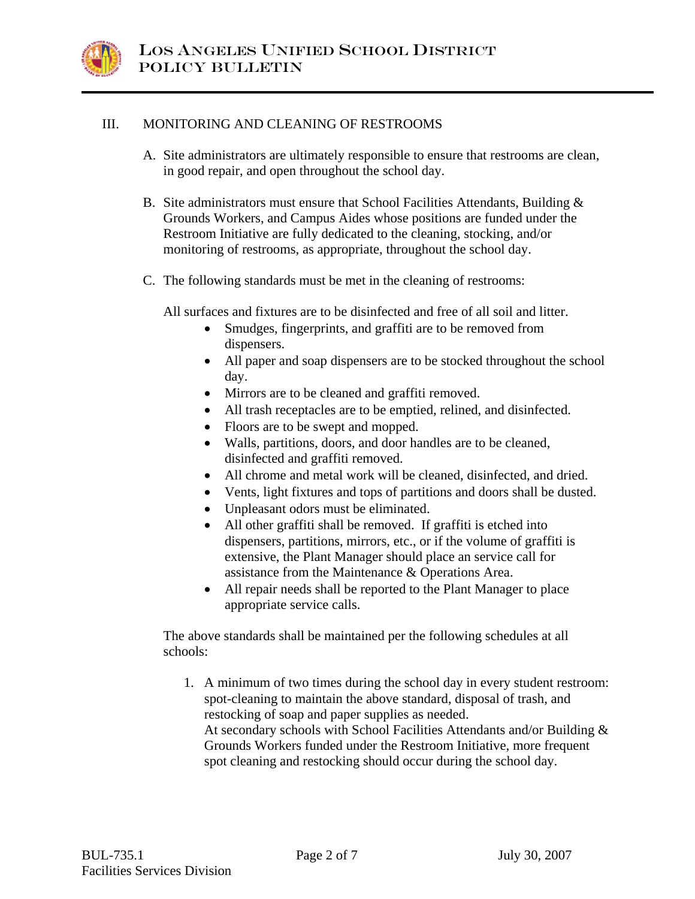## III. MONITORING AND CLEANING OF RESTROOMS

A. Site administrators are ultimately responsible to ensure that restrooms are clean, in good repair, and open throughout the school day.

B. Site administrators must ensure that School Facilities Attendants, Building & Grounds Workers, and Campus Aides whose positions are funded under the Restroom Initiative are fully dedicated to the cleaning, stocking, and/or monitoring of restrooms, as appropriate, throughout the school day.

C. The following standards must be met in the cleaning of restrooms:

All surfaces and fixtures are to be disinfected and free of all soil and litter.

- Smudges, fingerprints, and graffiti are to be removed from dispensers.
- All paper and soap dispensers are to be stocked throughout the school day.
- Mirrors are to be cleaned and graffiti removed.
- All trash receptacles are to be emptied, relined, and disinfected.
- Floors are to be swept and mopped.
- Walls, partitions, doors, and door handles are to be cleaned, disinfected and graffiti removed.
- All chrome and metal work will be cleaned, disinfected, and dried.
- Vents, light fixtures and tops of partitions and doors shall be dusted.
- Unpleasant odors must be eliminated.
- All other graffiti shall be removed. If graffiti is etched into dispensers, partitions, mirrors, etc., or if the volume of graffiti is extensive, the Plant Manager should place an service call for assistance from the Maintenance & Operations Area.
- All repair needs shall be reported to the Plant Manager to place appropriate service calls.

The above standards shall be maintained per the following schedules at all schools:

1. A minimum of two times during the school day in every student restroom: spot-cleaning to maintain the above standard, disposal of trash, and restocking of soap and paper supplies as needed.
   At secondary schools with School Facilities Attendants and/or Building & Grounds Workers funded under the Restroom Initiative, more frequent spot cleaning and restocking should occur during the school day.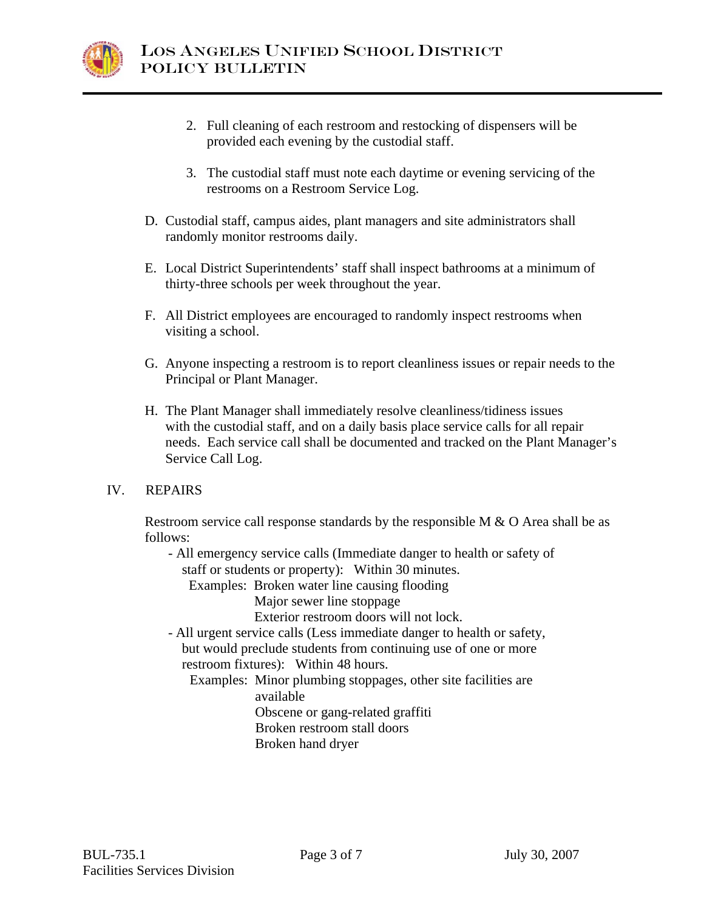2. Full cleaning of each restroom and restocking of dispensers will be provided each evening by the custodial staff.

3. The custodial staff must note each daytime or evening servicing of the restrooms on a Restroom Service Log.

D. Custodial staff, campus aides, plant managers and site administrators shall randomly monitor restrooms daily.

E. Local District Superintendents' staff shall inspect bathrooms at a minimum of thirty-three schools per week throughout the year.

F. All District employees are encouraged to randomly inspect restrooms when visiting a school.

G. Anyone inspecting a restroom is to report cleanliness issues or repair needs to the Principal or Plant Manager.

H. The Plant Manager shall immediately resolve cleanliness/tidiness issues with the custodial staff, and on a daily basis place service calls for all repair needs. Each service call shall be documented and tracked on the Plant Manager's Service Call Log.

## IV. REPAIRS

Restroom service call response standards by the responsible M & O Area shall be as follows:

- All emergency service calls (Immediate danger to health or safety of staff or students or property): Within 30 minutes.
  - Examples: Broken water line causing flooding
    - Major sewer line stoppage
    - Exterior restroom doors will not lock.
- All urgent service calls (Less immediate danger to health or safety, but would preclude students from continuing use of one or more restroom fixtures): Within 48 hours.
  - Examples: Minor plumbing stoppages, other site facilities are available
    - Obscene or gang-related graffiti
    - Broken restroom stall doors
    - Broken hand dryer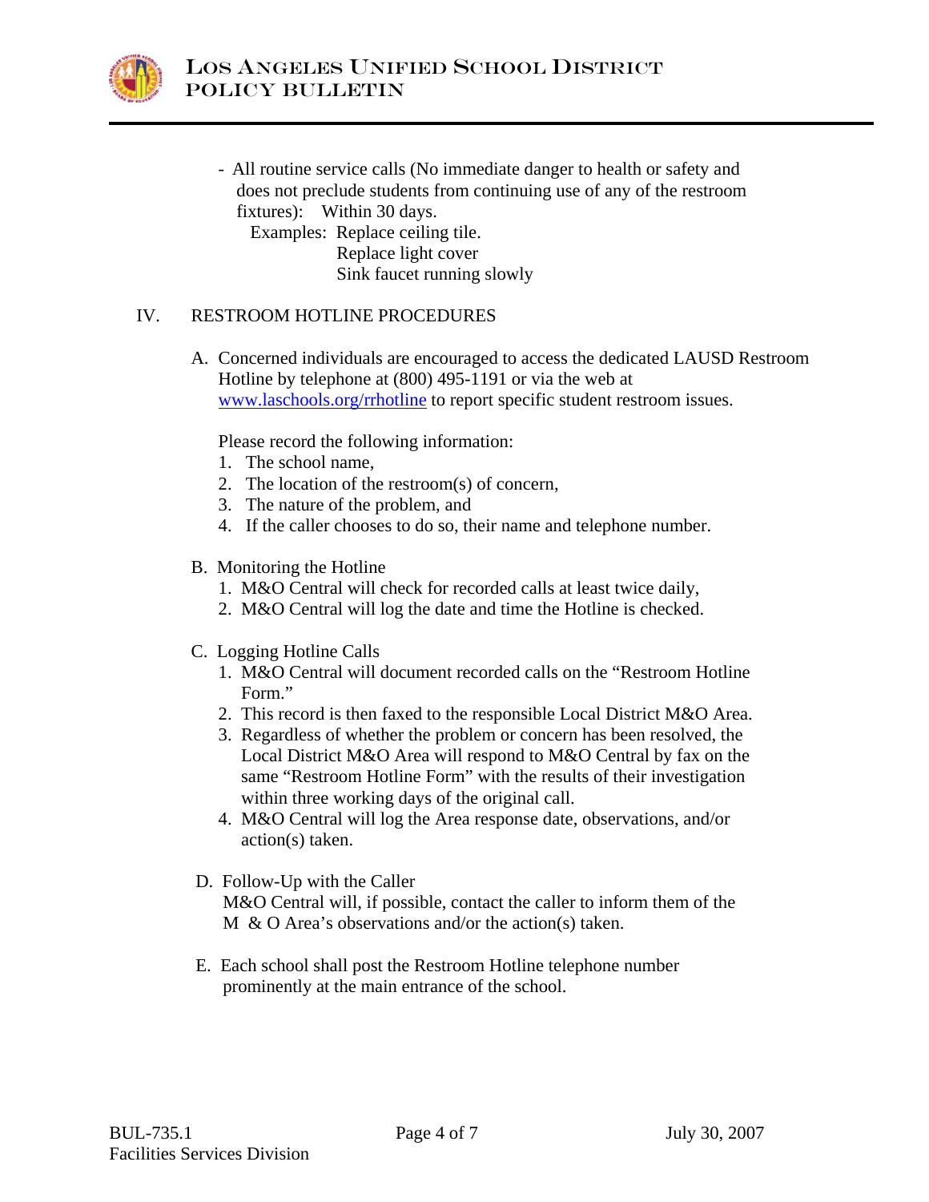- All routine service calls (No immediate danger to health or safety and does not preclude students from continuing use of any of the restroom fixtures): Within 30 days.
  Examples: Replace ceiling tile.
  Replace light cover
  Sink faucet running slowly

## IV. RESTROOM HOTLINE PROCEDURES

A. Concerned individuals are encouraged to access the dedicated LAUSD Restroom Hotline by telephone at (800) 495-1191 or via the web at www.laschools.org/rrhotline to report specific student restroom issues.

   Please record the following information:
   1. The school name,
   2. The location of the restroom(s) of concern,
   3. The nature of the problem, and
   4. If the caller chooses to do so, their name and telephone number.

B. Monitoring the Hotline
   1. M&O Central will check for recorded calls at least twice daily,
   2. M&O Central will log the date and time the Hotline is checked.

C. Logging Hotline Calls
   1. M&O Central will document recorded calls on the "Restroom Hotline Form."
   2. This record is then faxed to the responsible Local District M&O Area.
   3. Regardless of whether the problem or concern has been resolved, the Local District M&O Area will respond to M&O Central by fax on the same "Restroom Hotline Form" with the results of their investigation within three working days of the original call.
   4. M&O Central will log the Area response date, observations, and/or action(s) taken.

D. Follow-Up with the Caller
   M&O Central will, if possible, contact the caller to inform them of the M & O Area's observations and/or the action(s) taken.

E. Each school shall post the Restroom Hotline telephone number prominently at the main entrance of the school.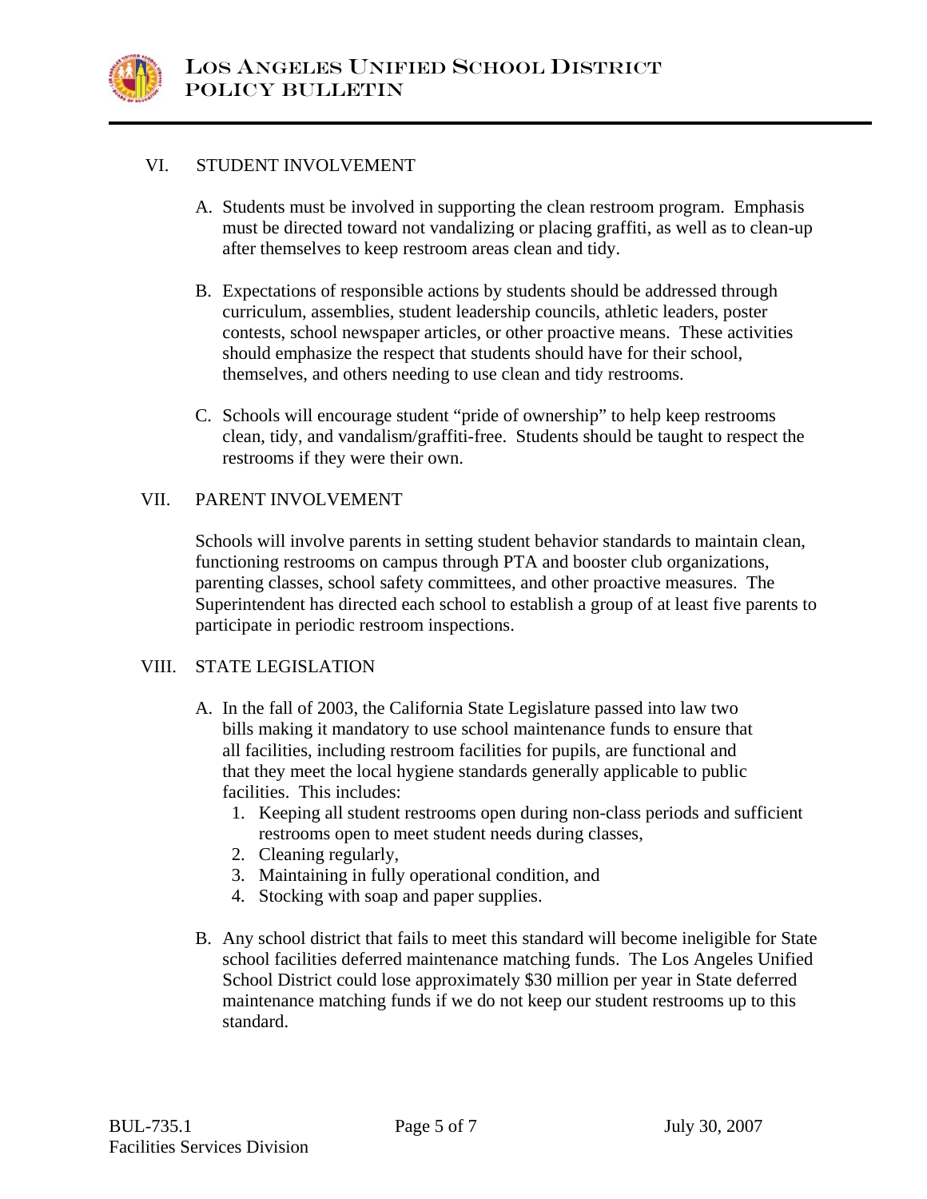## VI. STUDENT INVOLVEMENT

A. Students must be involved in supporting the clean restroom program. Emphasis must be directed toward not vandalizing or placing graffiti, as well as to clean-up after themselves to keep restroom areas clean and tidy.

B. Expectations of responsible actions by students should be addressed through curriculum, assemblies, student leadership councils, athletic leaders, poster contests, school newspaper articles, or other proactive means. These activities should emphasize the respect that students should have for their school, themselves, and others needing to use clean and tidy restrooms.

C. Schools will encourage student "pride of ownership" to help keep restrooms clean, tidy, and vandalism/graffiti-free. Students should be taught to respect the restrooms if they were their own.

## VII. PARENT INVOLVEMENT

Schools will involve parents in setting student behavior standards to maintain clean, functioning restrooms on campus through PTA and booster club organizations, parenting classes, school safety committees, and other proactive measures. The Superintendent has directed each school to establish a group of at least five parents to participate in periodic restroom inspections.

## VIII. STATE LEGISLATION

A. In the fall of 2003, the California State Legislature passed into law two bills making it mandatory to use school maintenance funds to ensure that all facilities, including restroom facilities for pupils, are functional and that they meet the local hygiene standards generally applicable to public facilities. This includes:
   1. Keeping all student restrooms open during non-class periods and sufficient restrooms open to meet student needs during classes,
   2. Cleaning regularly,
   3. Maintaining in fully operational condition, and
   4. Stocking with soap and paper supplies.

B. Any school district that fails to meet this standard will become ineligible for State school facilities deferred maintenance matching funds. The Los Angeles Unified School District could lose approximately $30 million per year in State deferred maintenance matching funds if we do not keep our student restrooms up to this standard.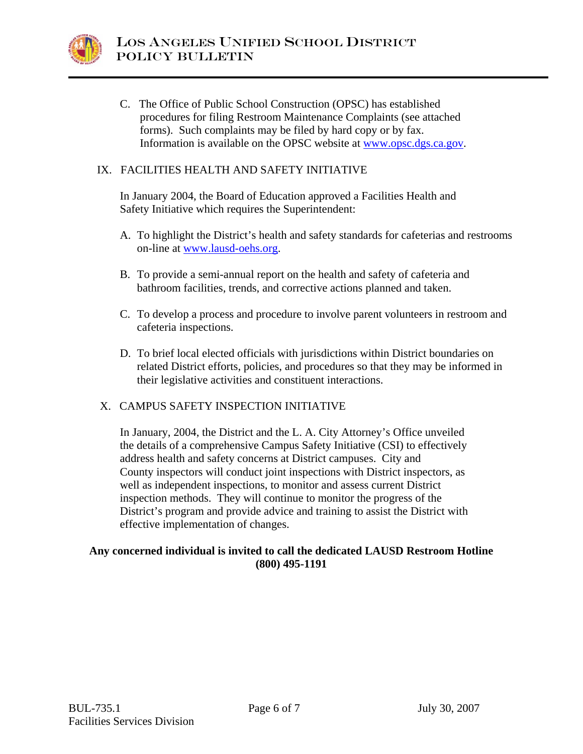C. The Office of Public School Construction (OPSC) has established procedures for filing Restroom Maintenance Complaints (see attached forms). Such complaints may be filed by hard copy or by fax. Information is available on the OPSC website at www.opsc.dgs.ca.gov.

## IX. FACILITIES HEALTH AND SAFETY INITIATIVE

In January 2004, the Board of Education approved a Facilities Health and Safety Initiative which requires the Superintendent:

A. To highlight the District's health and safety standards for cafeterias and restrooms on-line at www.lausd-oehs.org.

B. To provide a semi-annual report on the health and safety of cafeteria and bathroom facilities, trends, and corrective actions planned and taken.

C. To develop a process and procedure to involve parent volunteers in restroom and cafeteria inspections.

D. To brief local elected officials with jurisdictions within District boundaries on related District efforts, policies, and procedures so that they may be informed in their legislative activities and constituent interactions.

## X. CAMPUS SAFETY INSPECTION INITIATIVE

In January, 2004, the District and the L. A. City Attorney's Office unveiled the details of a comprehensive Campus Safety Initiative (CSI) to effectively address health and safety concerns at District campuses. City and County inspectors will conduct joint inspections with District inspectors, as well as independent inspections, to monitor and assess current District inspection methods. They will continue to monitor the progress of the District's program and provide advice and training to assist the District with effective implementation of changes.

**Any concerned individual is invited to call the dedicated LAUSD Restroom Hotline (800) 495-1191**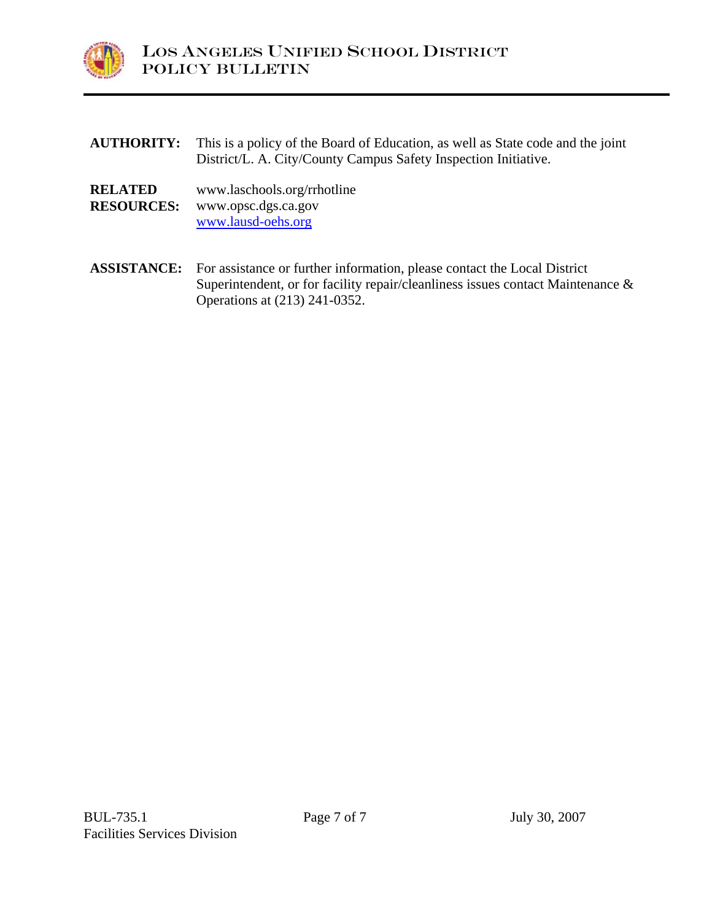**AUTHORITY:** This is a policy of the Board of Education, as well as State code and the joint District/L. A. City/County Campus Safety Inspection Initiative.

**RELATED RESOURCES:** www.laschools.org/rrhotline
www.opsc.dgs.ca.gov
www.lausd-oehs.org

**ASSISTANCE:** For assistance or further information, please contact the Local District Superintendent, or for facility repair/cleanliness issues contact Maintenance & Operations at (213) 241-0352.